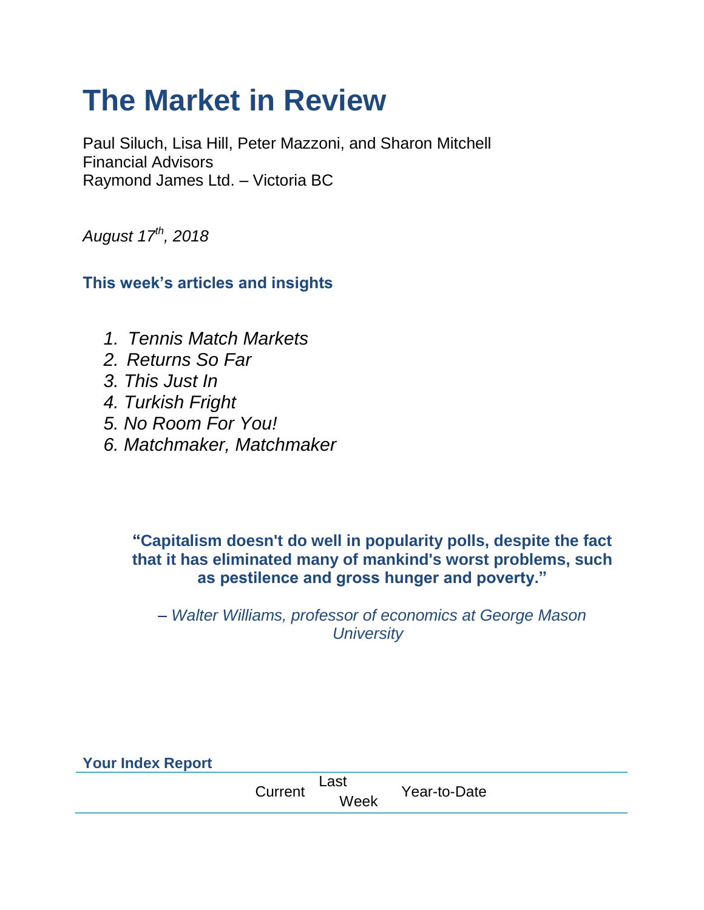# The Market in Review

Paul Siluch, Lisa Hill, Peter Mazzoni, and Sharon Mitchell
Financial Advisors
Raymond James Ltd. – Victoria BC

*August 17th, 2018*

### This week's articles and insights

1. *Tennis Match Markets*
2. *Returns So Far*
3. *This Just In*
4. *Turkish Fright*
5. *No Room For You!*
6. *Matchmaker, Matchmaker*

**"Capitalism doesn't do well in popularity polls, despite the fact that it has eliminated many of mankind's worst problems, such as pestilence and gross hunger and poverty."**

*– Walter Williams, professor of economics at George Mason University*

### Your Index Report

| | Current | Last Week | Year-to-Date |
|---|---|---|---|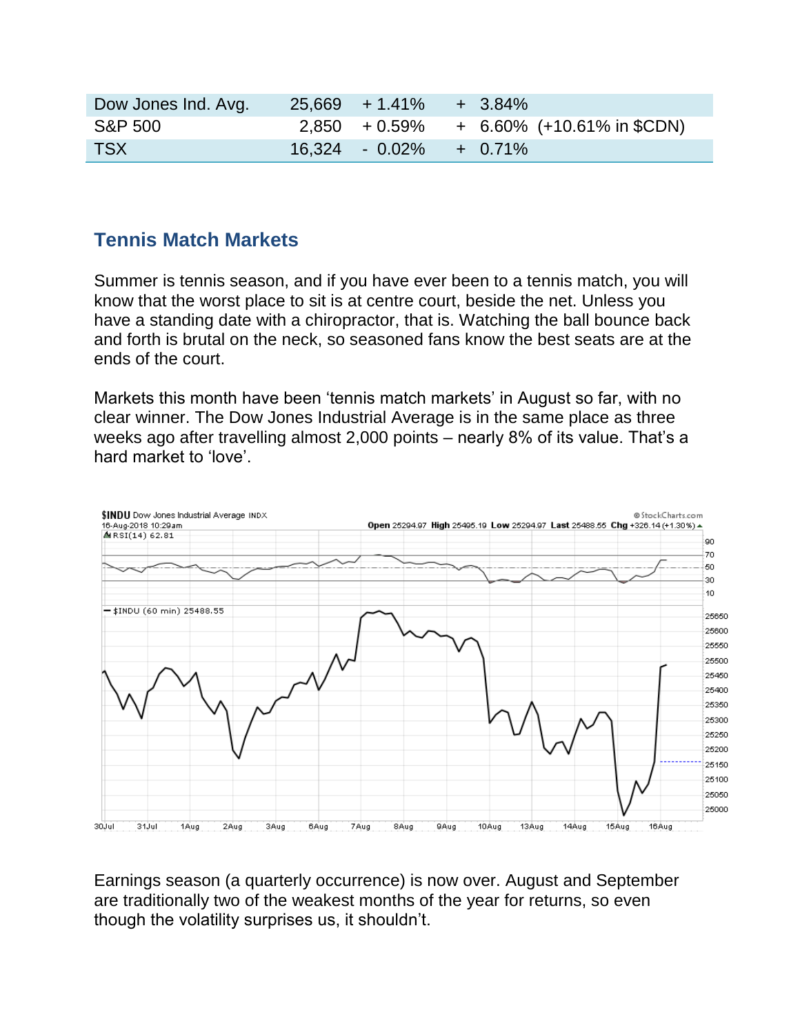| Dow Jones Ind. Avg. | 25,669 | + 1.41% | + 3.84% |
| --- | --- | --- | --- |
| S&P 500 | 2,850 | + 0.59% | + 6.60% (+10.61% in $CDN) |
| TSX | 16,324 | - 0.02% | + 0.71% |

## Tennis Match Markets

Summer is tennis season, and if you have ever been to a tennis match, you will know that the worst place to sit is at centre court, beside the net. Unless you have a standing date with a chiropractor, that is. Watching the ball bounce back and forth is brutal on the neck, so seasoned fans know the best seats are at the ends of the court.

Markets this month have been 'tennis match markets' in August so far, with no clear winner. The Dow Jones Industrial Average is in the same place as three weeks ago after travelling almost 2,000 points – nearly 8% of its value. That's a hard market to 'love'.

Earnings season (a quarterly occurrence) is now over. August and September are traditionally two of the weakest months of the year for returns, so even though the volatility surprises us, it shouldn't.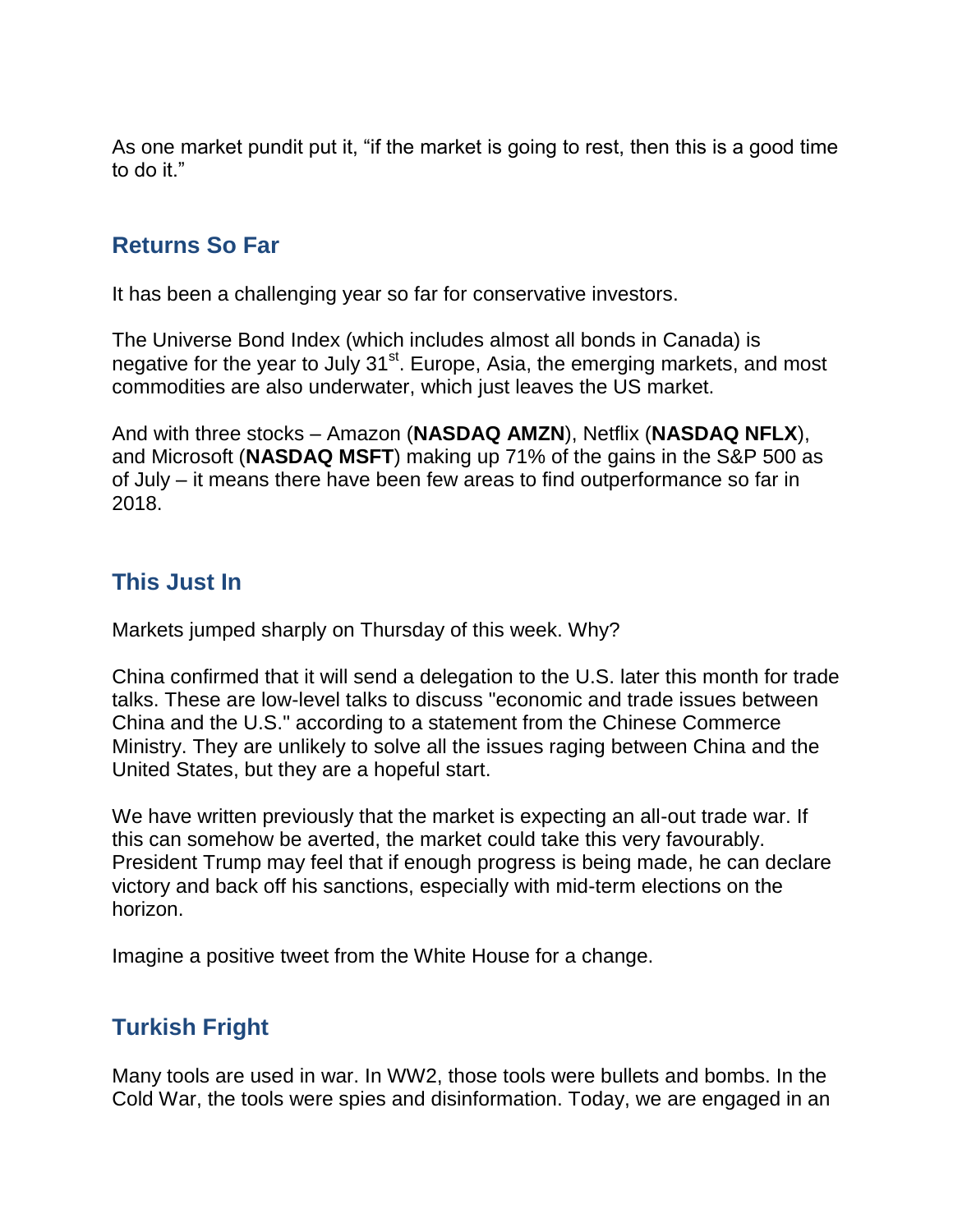As one market pundit put it, “if the market is going to rest, then this is a good time to do it.”

## Returns So Far

It has been a challenging year so far for conservative investors.

The Universe Bond Index (which includes almost all bonds in Canada) is negative for the year to July 31st. Europe, Asia, the emerging markets, and most commodities are also underwater, which just leaves the US market.

And with three stocks – Amazon (**NASDAQ AMZN**), Netflix (**NASDAQ NFLX**), and Microsoft (**NASDAQ MSFT**) making up 71% of the gains in the S&P 500 as of July – it means there have been few areas to find outperformance so far in 2018.

## This Just In

Markets jumped sharply on Thursday of this week. Why?

China confirmed that it will send a delegation to the U.S. later this month for trade talks. These are low-level talks to discuss "economic and trade issues between China and the U.S." according to a statement from the Chinese Commerce Ministry. They are unlikely to solve all the issues raging between China and the United States, but they are a hopeful start.

We have written previously that the market is expecting an all-out trade war. If this can somehow be averted, the market could take this very favourably. President Trump may feel that if enough progress is being made, he can declare victory and back off his sanctions, especially with mid-term elections on the horizon.

Imagine a positive tweet from the White House for a change.

## Turkish Fright

Many tools are used in war. In WW2, those tools were bullets and bombs. In the Cold War, the tools were spies and disinformation. Today, we are engaged in an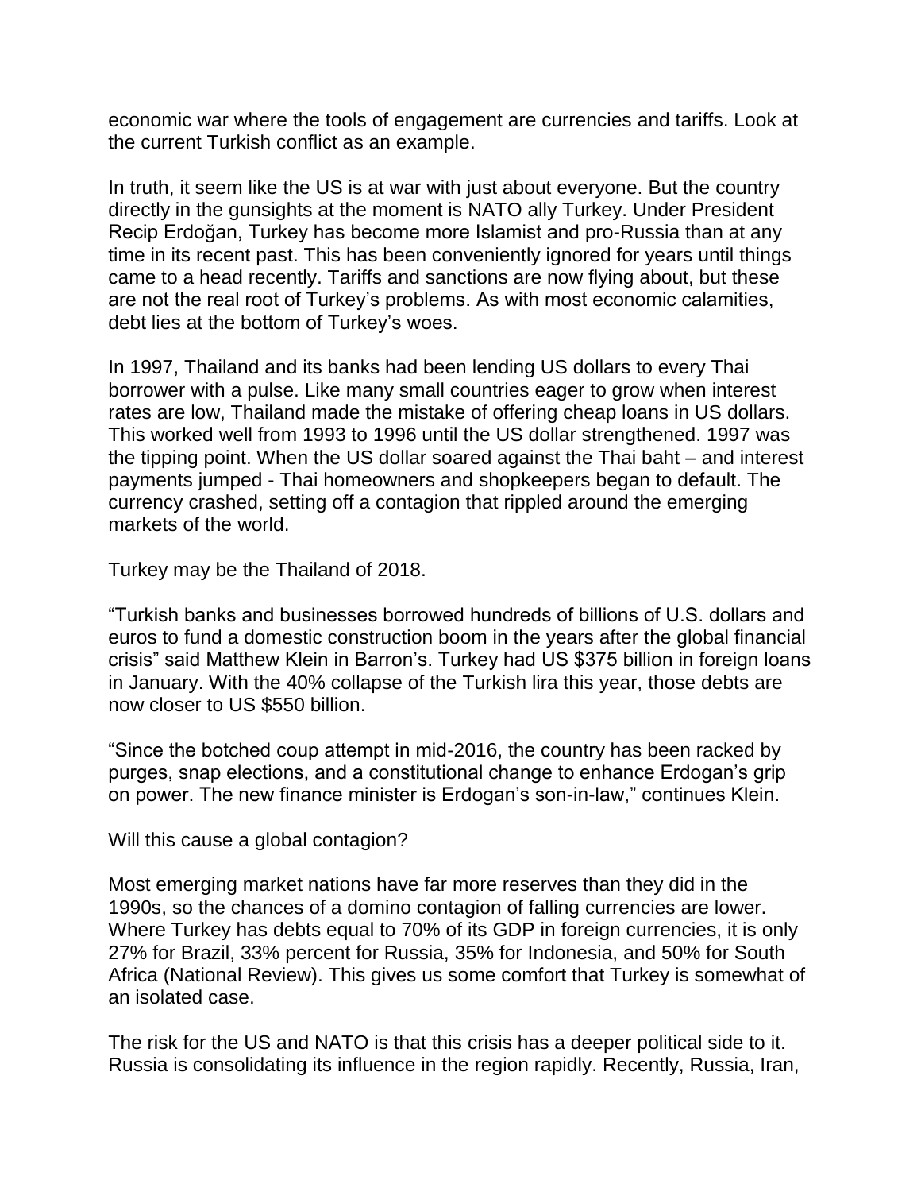economic war where the tools of engagement are currencies and tariffs. Look at the current Turkish conflict as an example.

In truth, it seem like the US is at war with just about everyone. But the country directly in the gunsights at the moment is NATO ally Turkey. Under President Recip Erdoğan, Turkey has become more Islamist and pro-Russia than at any time in its recent past. This has been conveniently ignored for years until things came to a head recently. Tariffs and sanctions are now flying about, but these are not the real root of Turkey's problems. As with most economic calamities, debt lies at the bottom of Turkey's woes.

In 1997, Thailand and its banks had been lending US dollars to every Thai borrower with a pulse. Like many small countries eager to grow when interest rates are low, Thailand made the mistake of offering cheap loans in US dollars. This worked well from 1993 to 1996 until the US dollar strengthened. 1997 was the tipping point. When the US dollar soared against the Thai baht – and interest payments jumped - Thai homeowners and shopkeepers began to default. The currency crashed, setting off a contagion that rippled around the emerging markets of the world.

Turkey may be the Thailand of 2018.

"Turkish banks and businesses borrowed hundreds of billions of U.S. dollars and euros to fund a domestic construction boom in the years after the global financial crisis" said Matthew Klein in Barron's. Turkey had US $375 billion in foreign loans in January. With the 40% collapse of the Turkish lira this year, those debts are now closer to US $550 billion.

"Since the botched coup attempt in mid-2016, the country has been racked by purges, snap elections, and a constitutional change to enhance Erdogan's grip on power. The new finance minister is Erdogan's son-in-law," continues Klein.

Will this cause a global contagion?

Most emerging market nations have far more reserves than they did in the 1990s, so the chances of a domino contagion of falling currencies are lower. Where Turkey has debts equal to 70% of its GDP in foreign currencies, it is only 27% for Brazil, 33% percent for Russia, 35% for Indonesia, and 50% for South Africa (National Review). This gives us some comfort that Turkey is somewhat of an isolated case.

The risk for the US and NATO is that this crisis has a deeper political side to it. Russia is consolidating its influence in the region rapidly. Recently, Russia, Iran,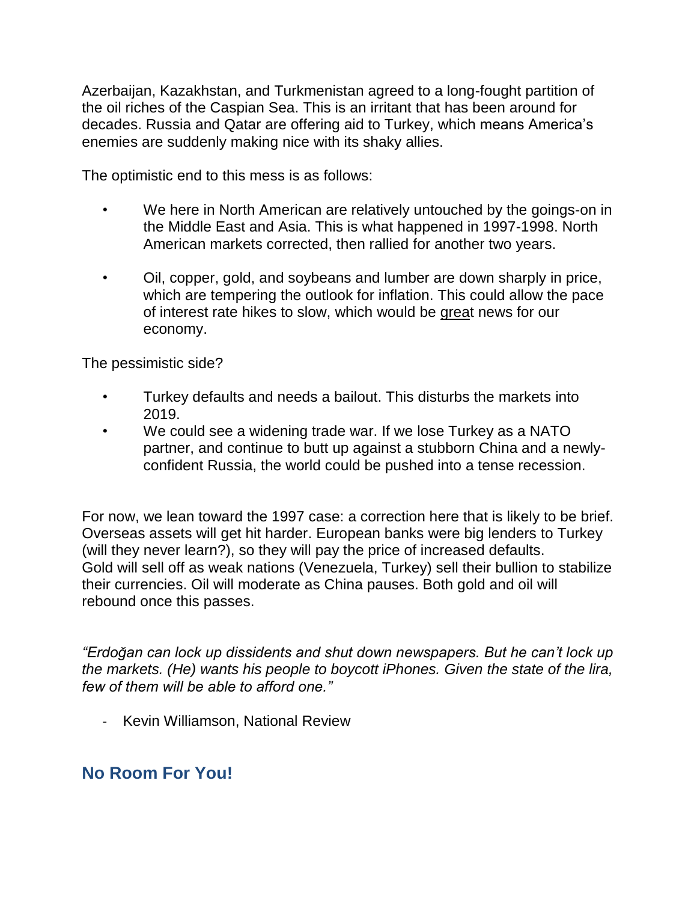Azerbaijan, Kazakhstan, and Turkmenistan agreed to a long-fought partition of the oil riches of the Caspian Sea. This is an irritant that has been around for decades. Russia and Qatar are offering aid to Turkey, which means America's enemies are suddenly making nice with its shaky allies.

The optimistic end to this mess is as follows:

- We here in North American are relatively untouched by the goings-on in the Middle East and Asia. This is what happened in 1997-1998. North American markets corrected, then rallied for another two years.
- Oil, copper, gold, and soybeans and lumber are down sharply in price, which are tempering the outlook for inflation. This could allow the pace of interest rate hikes to slow, which would be great news for our economy.

The pessimistic side?

- Turkey defaults and needs a bailout. This disturbs the markets into 2019.
- We could see a widening trade war. If we lose Turkey as a NATO partner, and continue to butt up against a stubborn China and a newly-confident Russia, the world could be pushed into a tense recession.

For now, we lean toward the 1997 case: a correction here that is likely to be brief. Overseas assets will get hit harder. European banks were big lenders to Turkey (will they never learn?), so they will pay the price of increased defaults. Gold will sell off as weak nations (Venezuela, Turkey) sell their bullion to stabilize their currencies. Oil will moderate as China pauses. Both gold and oil will rebound once this passes.

*"Erdoğan can lock up dissidents and shut down newspapers. But he can't lock up the markets. (He) wants his people to boycott iPhones. Given the state of the lira, few of them will be able to afford one."*

- Kevin Williamson, National Review

## No Room For You!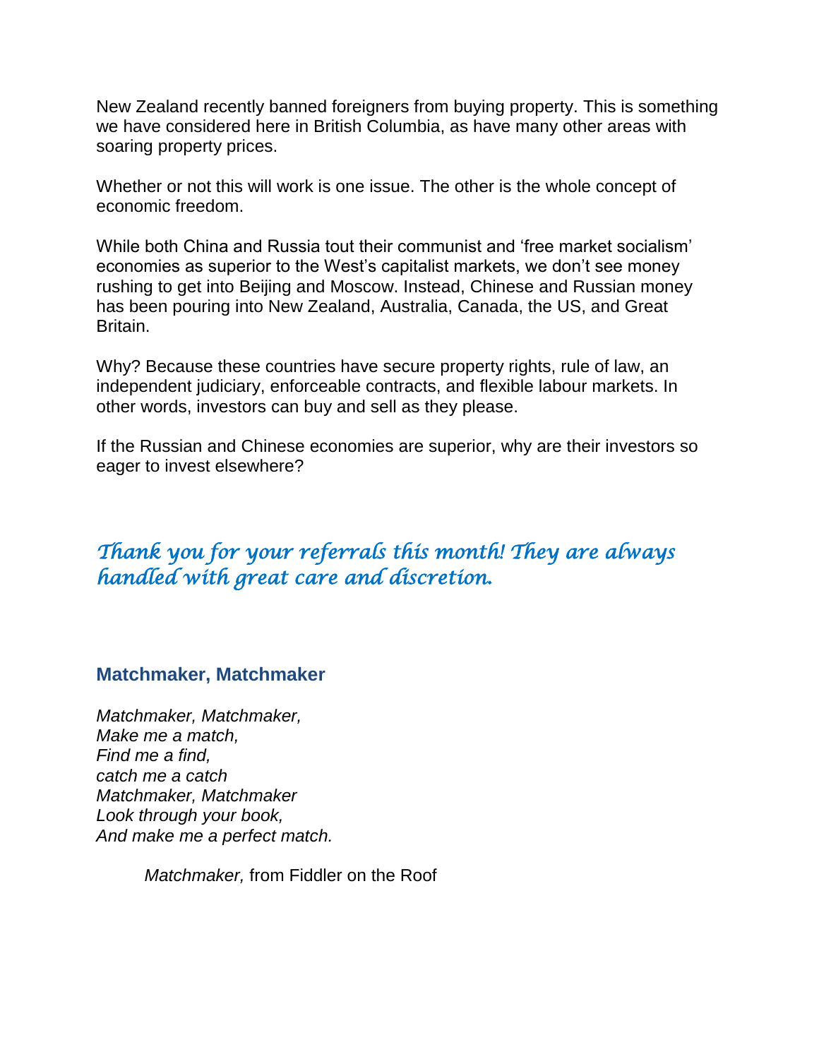New Zealand recently banned foreigners from buying property. This is something we have considered here in British Columbia, as have many other areas with soaring property prices.

Whether or not this will work is one issue. The other is the whole concept of economic freedom.

While both China and Russia tout their communist and 'free market socialism' economies as superior to the West's capitalist markets, we don't see money rushing to get into Beijing and Moscow. Instead, Chinese and Russian money has been pouring into New Zealand, Australia, Canada, the US, and Great Britain.

Why? Because these countries have secure property rights, rule of law, an independent judiciary, enforceable contracts, and flexible labour markets. In other words, investors can buy and sell as they please.

If the Russian and Chinese economies are superior, why are their investors so eager to invest elsewhere?

*Thank you for your referrals this month! They are always handled with great care and discretion.*

### Matchmaker, Matchmaker

*Matchmaker, Matchmaker,*
*Make me a match,*
*Find me a find,*
*catch me a catch*
*Matchmaker, Matchmaker*
*Look through your book,*
*And make me a perfect match.*

*Matchmaker,* from Fiddler on the Roof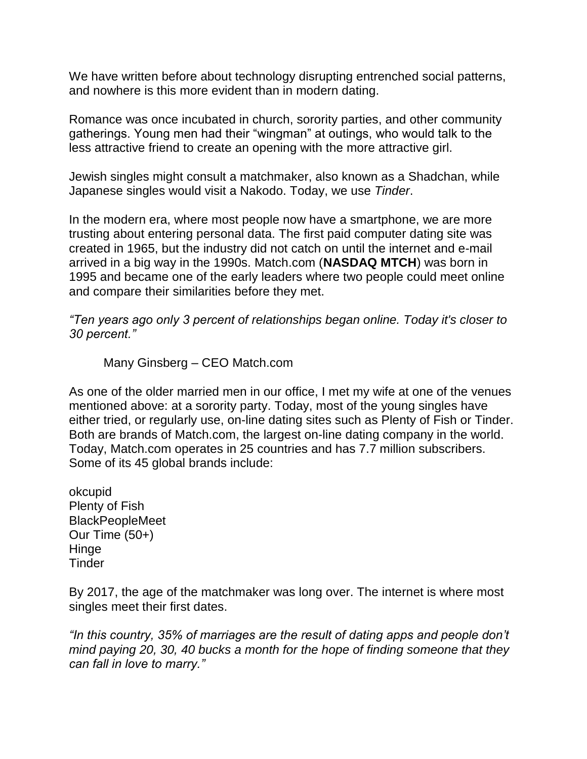We have written before about technology disrupting entrenched social patterns, and nowhere is this more evident than in modern dating.

Romance was once incubated in church, sorority parties, and other community gatherings. Young men had their "wingman" at outings, who would talk to the less attractive friend to create an opening with the more attractive girl.

Jewish singles might consult a matchmaker, also known as a Shadchan, while Japanese singles would visit a Nakodo. Today, we use *Tinder*.

In the modern era, where most people now have a smartphone, we are more trusting about entering personal data. The first paid computer dating site was created in 1965, but the industry did not catch on until the internet and e-mail arrived in a big way in the 1990s. Match.com (**NASDAQ MTCH**) was born in 1995 and became one of the early leaders where two people could meet online and compare their similarities before they met.

*"Ten years ago only 3 percent of relationships began online. Today it's closer to 30 percent."*

Many Ginsberg – CEO Match.com

As one of the older married men in our office, I met my wife at one of the venues mentioned above: at a sorority party. Today, most of the young singles have either tried, or regularly use, on-line dating sites such as Plenty of Fish or Tinder. Both are brands of Match.com, the largest on-line dating company in the world. Today, Match.com operates in 25 countries and has 7.7 million subscribers. Some of its 45 global brands include:

okcupid
Plenty of Fish
BlackPeopleMeet
Our Time (50+)
Hinge
Tinder

By 2017, the age of the matchmaker was long over. The internet is where most singles meet their first dates.

*"In this country, 35% of marriages are the result of dating apps and people don't mind paying 20, 30, 40 bucks a month for the hope of finding someone that they can fall in love to marry."*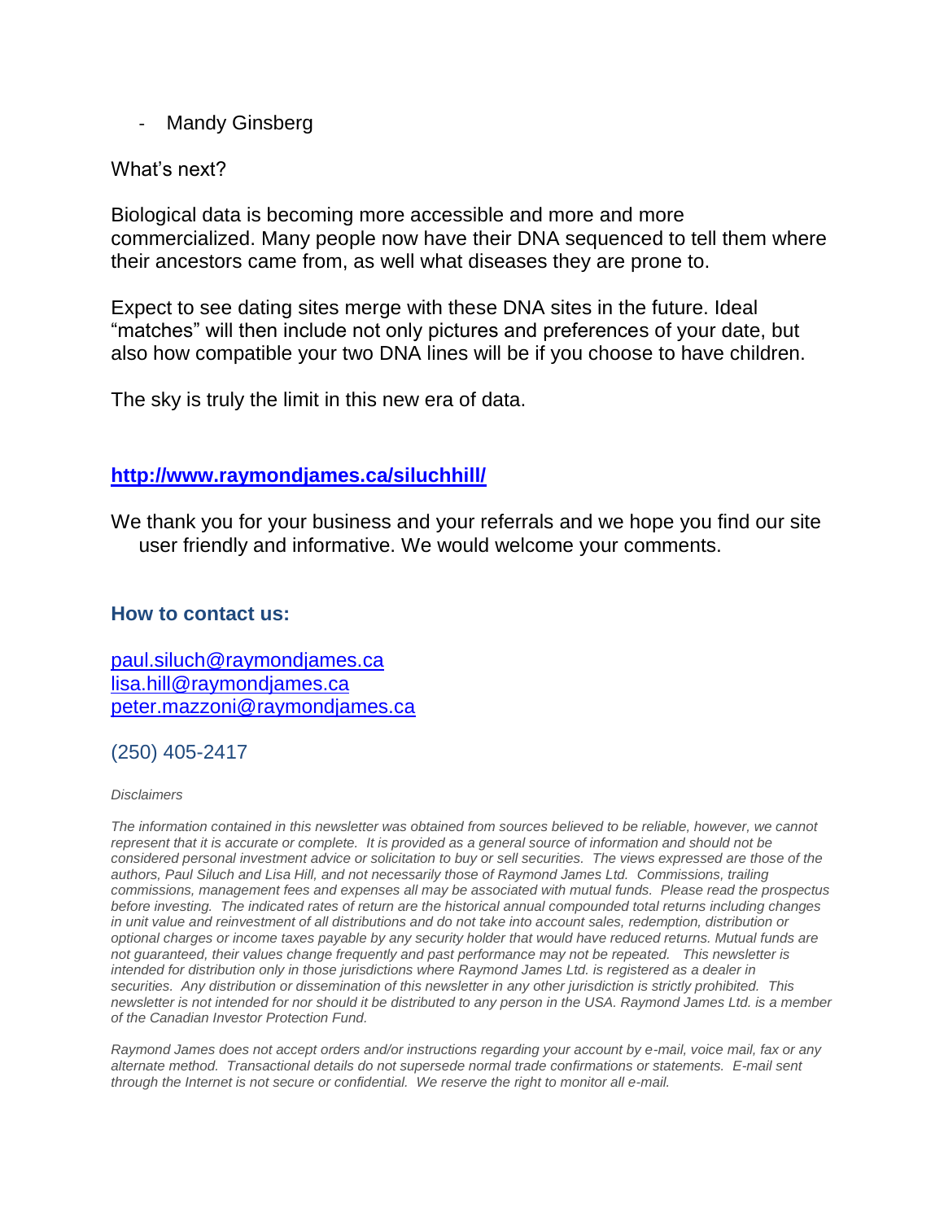- Mandy Ginsberg

What's next?

Biological data is becoming more accessible and more and more commercialized. Many people now have their DNA sequenced to tell them where their ancestors came from, as well what diseases they are prone to.

Expect to see dating sites merge with these DNA sites in the future. Ideal "matches" will then include not only pictures and preferences of your date, but also how compatible your two DNA lines will be if you choose to have children.

The sky is truly the limit in this new era of data.

**[http://www.raymondjames.ca/siluchhill/](http://www.raymondjames.ca/siluchhill/)**

We thank you for your business and your referrals and we hope you find our site user friendly and informative. We would welcome your comments.

### How to contact us:

[paul.siluch@raymondjames.ca](mailto:paul.siluch@raymondjames.ca)
[lisa.hill@raymondjames.ca](mailto:lisa.hill@raymondjames.ca)
[peter.mazzoni@raymondjames.ca](mailto:peter.mazzoni@raymondjames.ca)

(250) 405-2417

*Disclaimers*

*The information contained in this newsletter was obtained from sources believed to be reliable, however, we cannot represent that it is accurate or complete. It is provided as a general source of information and should not be considered personal investment advice or solicitation to buy or sell securities. The views expressed are those of the authors, Paul Siluch and Lisa Hill, and not necessarily those of Raymond James Ltd. Commissions, trailing commissions, management fees and expenses all may be associated with mutual funds. Please read the prospectus before investing. The indicated rates of return are the historical annual compounded total returns including changes in unit value and reinvestment of all distributions and do not take into account sales, redemption, distribution or optional charges or income taxes payable by any security holder that would have reduced returns. Mutual funds are not guaranteed, their values change frequently and past performance may not be repeated. This newsletter is intended for distribution only in those jurisdictions where Raymond James Ltd. is registered as a dealer in securities. Any distribution or dissemination of this newsletter in any other jurisdiction is strictly prohibited. This newsletter is not intended for nor should it be distributed to any person in the USA. Raymond James Ltd. is a member of the Canadian Investor Protection Fund.*

*Raymond James does not accept orders and/or instructions regarding your account by e-mail, voice mail, fax or any alternate method. Transactional details do not supersede normal trade confirmations or statements. E-mail sent through the Internet is not secure or confidential. We reserve the right to monitor all e-mail.*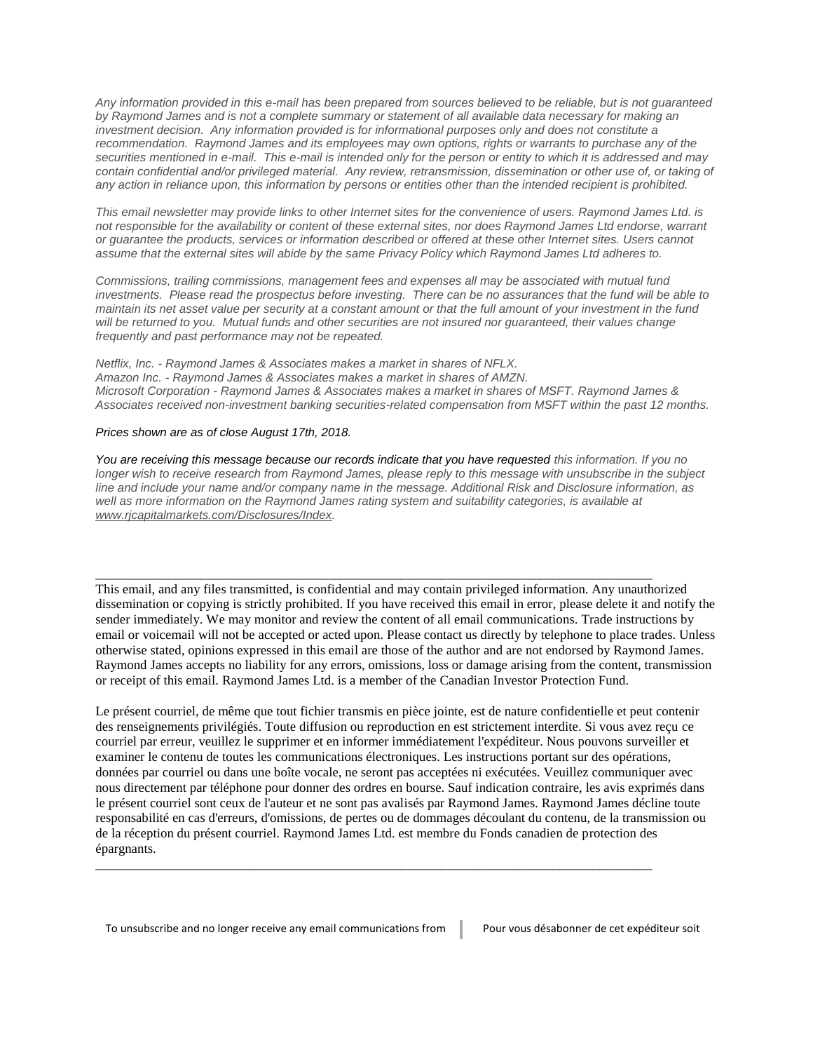*Any information provided in this e-mail has been prepared from sources believed to be reliable, but is not guaranteed by Raymond James and is not a complete summary or statement of all available data necessary for making an investment decision. Any information provided is for informational purposes only and does not constitute a recommendation. Raymond James and its employees may own options, rights or warrants to purchase any of the securities mentioned in e-mail. This e-mail is intended only for the person or entity to which it is addressed and may contain confidential and/or privileged material. Any review, retransmission, dissemination or other use of, or taking of any action in reliance upon, this information by persons or entities other than the intended recipient is prohibited.*

*This email newsletter may provide links to other Internet sites for the convenience of users. Raymond James Ltd. is not responsible for the availability or content of these external sites, nor does Raymond James Ltd endorse, warrant or guarantee the products, services or information described or offered at these other Internet sites. Users cannot assume that the external sites will abide by the same Privacy Policy which Raymond James Ltd adheres to.*

*Commissions, trailing commissions, management fees and expenses all may be associated with mutual fund investments. Please read the prospectus before investing. There can be no assurances that the fund will be able to maintain its net asset value per security at a constant amount or that the full amount of your investment in the fund will be returned to you. Mutual funds and other securities are not insured nor guaranteed, their values change frequently and past performance may not be repeated.*

*Netflix, Inc. - Raymond James & Associates makes a market in shares of NFLX.*
*Amazon Inc. - Raymond James & Associates makes a market in shares of AMZN.*
*Microsoft Corporation - Raymond James & Associates makes a market in shares of MSFT. Raymond James & Associates received non-investment banking securities-related compensation from MSFT within the past 12 months.*

*Prices shown are as of close August 17th, 2018.*

*You are receiving this message because our records indicate that you have requested this information. If you no longer wish to receive research from Raymond James, please reply to this message with unsubscribe in the subject line and include your name and/or company name in the message. Additional Risk and Disclosure information, as well as more information on the Raymond James rating system and suitability categories, is available at [www.rjcapitalmarkets.com/Disclosures/Index](www.rjcapitalmarkets.com/Disclosures/Index).*

---

This email, and any files transmitted, is confidential and may contain privileged information. Any unauthorized dissemination or copying is strictly prohibited. If you have received this email in error, please delete it and notify the sender immediately. We may monitor and review the content of all email communications. Trade instructions by email or voicemail will not be accepted or acted upon. Please contact us directly by telephone to place trades. Unless otherwise stated, opinions expressed in this email are those of the author and are not endorsed by Raymond James. Raymond James accepts no liability for any errors, omissions, loss or damage arising from the content, transmission or receipt of this email. Raymond James Ltd. is a member of the Canadian Investor Protection Fund.

Le présent courriel, de même que tout fichier transmis en pièce jointe, est de nature confidentielle et peut contenir des renseignements privilégiés. Toute diffusion ou reproduction en est strictement interdite. Si vous avez reçu ce courriel par erreur, veuillez le supprimer et en informer immédiatement l'expéditeur. Nous pouvons surveiller et examiner le contenu de toutes les communications électroniques. Les instructions portant sur des opérations, données par courriel ou dans une boîte vocale, ne seront pas acceptées ni exécutées. Veuillez communiquer avec nous directement par téléphone pour donner des ordres en bourse. Sauf indication contraire, les avis exprimés dans le présent courriel sont ceux de l'auteur et ne sont pas avalisés par Raymond James. Raymond James décline toute responsabilité en cas d'erreurs, d'omissions, de pertes ou de dommages découlant du contenu, de la transmission ou de la réception du présent courriel. Raymond James Ltd. est membre du Fonds canadien de protection des épargnants.

---

To unsubscribe and no longer receive any email communications from | Pour vous désabonner de cet expéditeur soit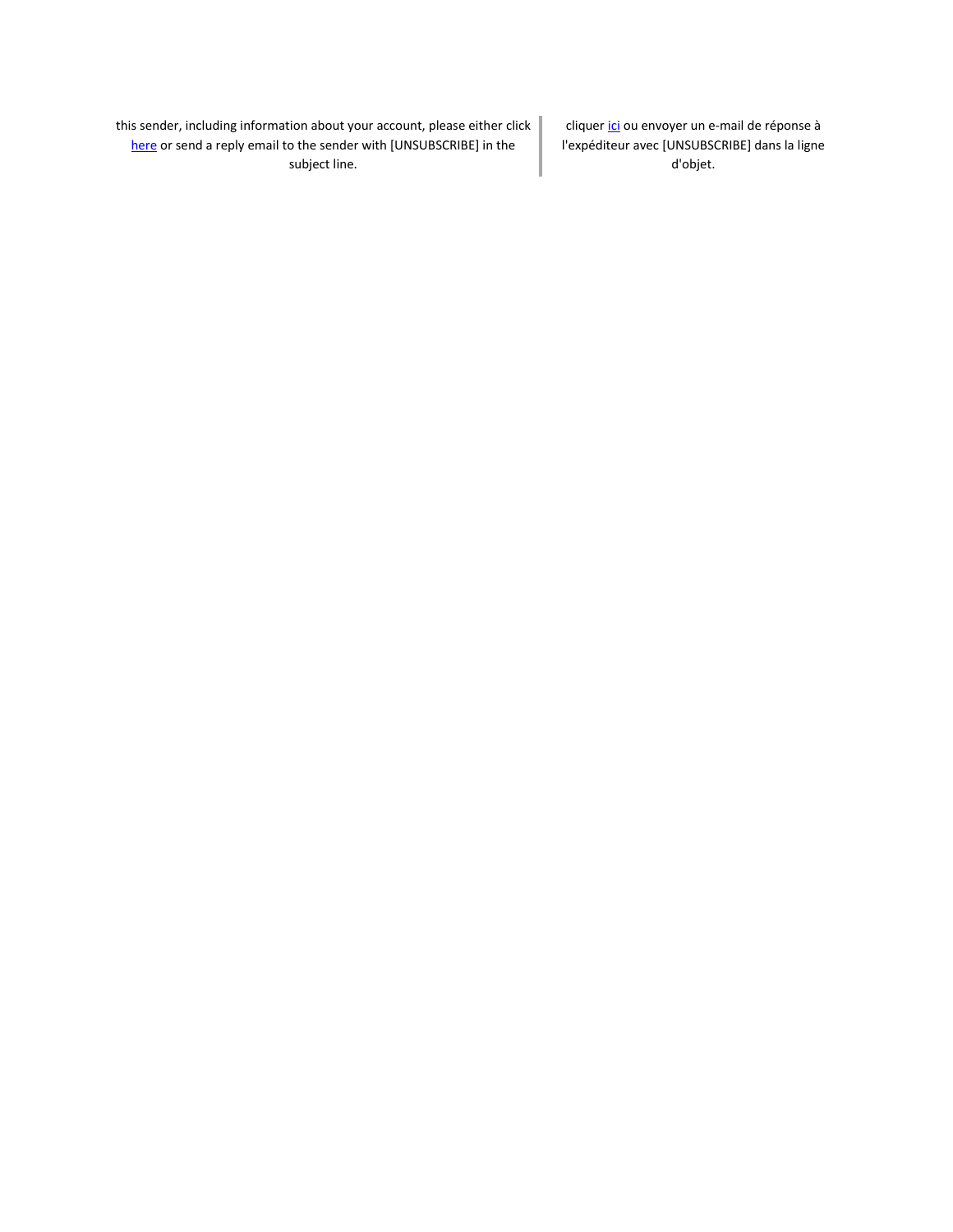this sender, including information about your account, please either click here or send a reply email to the sender with [UNSUBSCRIBE] in the subject line.

cliquer ici ou envoyer un e-mail de réponse à l'expéditeur avec [UNSUBSCRIBE] dans la ligne d'objet.